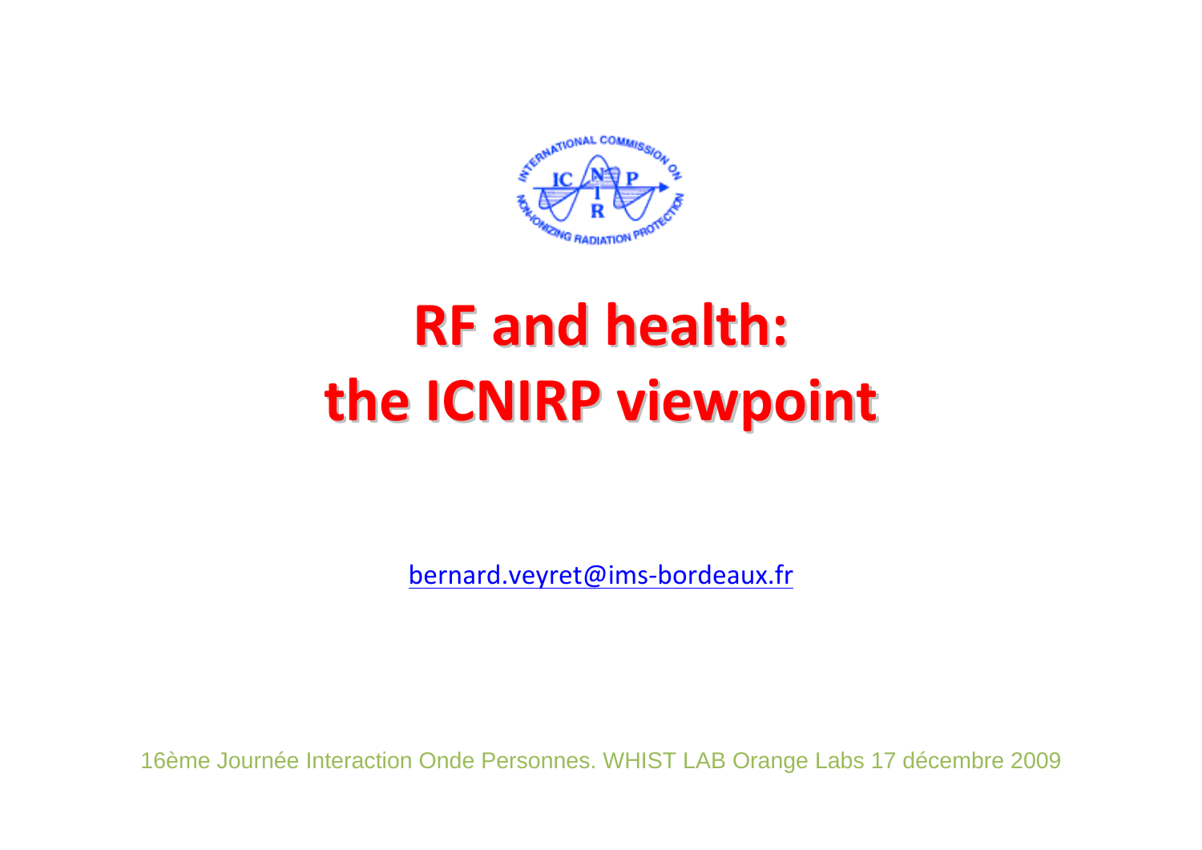# RF and health: the ICNIRP viewpoint

bernard.veyret@ims-bordeaux.fr

16ème Journée Interaction Onde Personnes. WHIST LAB Orange Labs 17 décembre 2009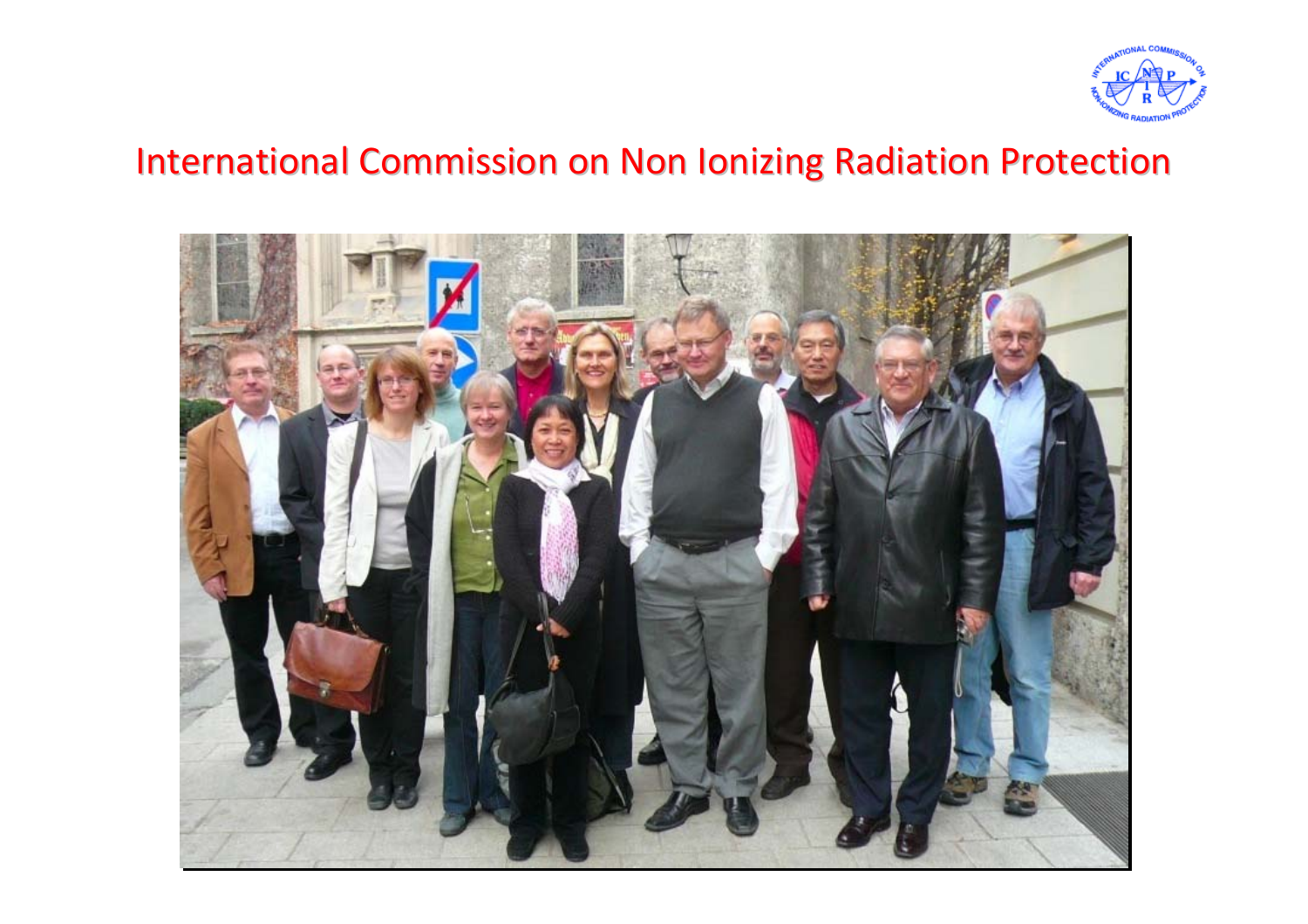# International Commission on Non Ionizing Radiation Protection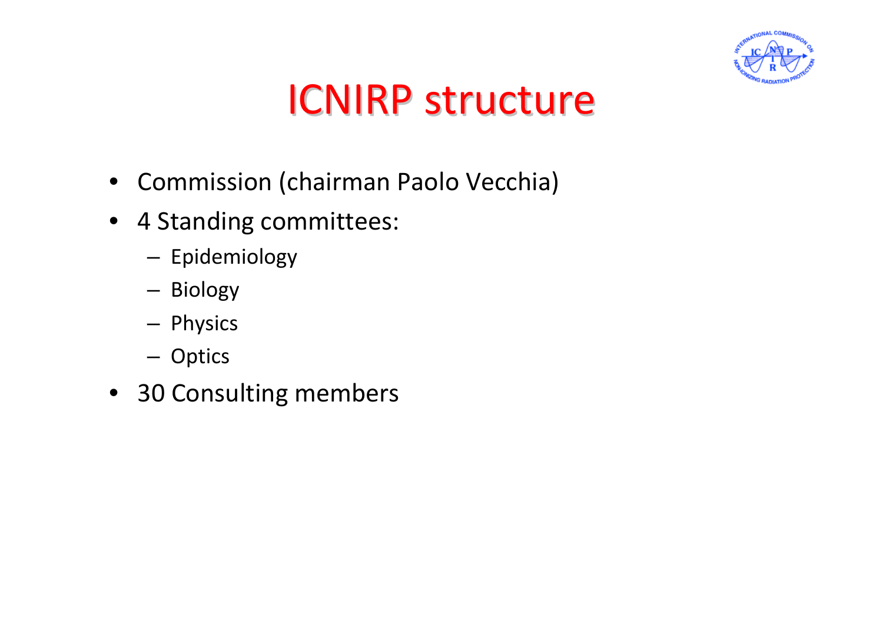# ICNIRP structure

- Commission (chairman Paolo Vecchia)
- 4 Standing committees:
  - Epidemiology
  - Biology
  - Physics
  - Optics
- 30 Consulting members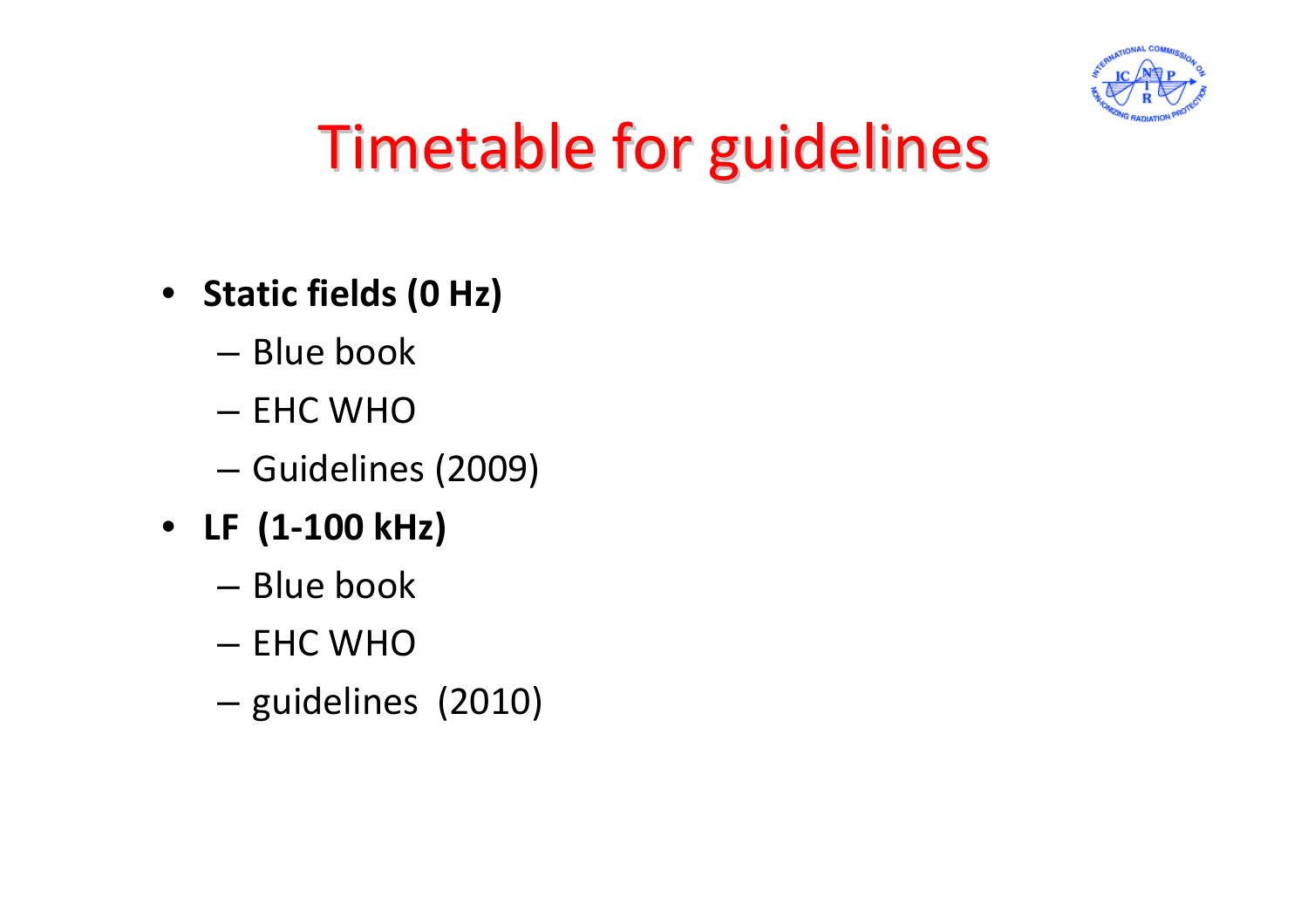# Timetable for guidelines

- **Static fields (0 Hz)**
  - Blue book
  - EHC WHO
  - Guidelines (2009)
- **LF (1-100 kHz)**
  - Blue book
  - EHC WHO
  - guidelines (2010)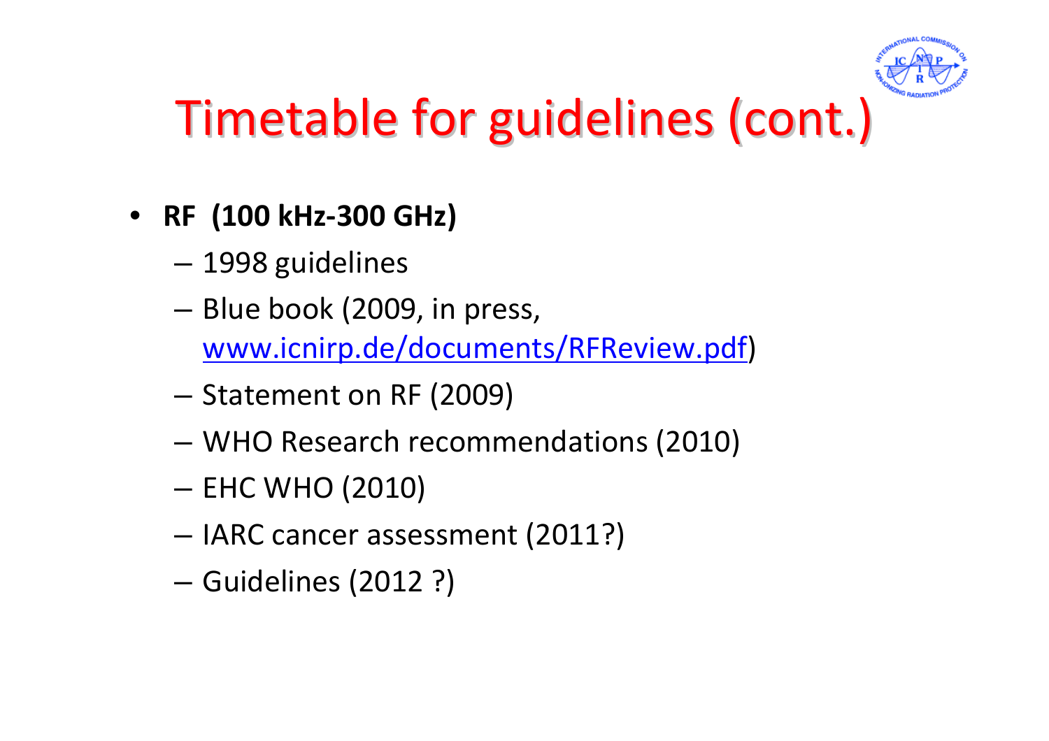# Timetable for guidelines (cont.)

- **RF (100 kHz-300 GHz)**
  - 1998 guidelines
  - Blue book (2009, in press, [www.icnirp.de/documents/RFReview.pdf](www.icnirp.de/documents/RFReview.pdf))
  - Statement on RF (2009)
  - WHO Research recommendations (2010)
  - EHC WHO (2010)
  - IARC cancer assessment (2011?)
  - Guidelines (2012 ?)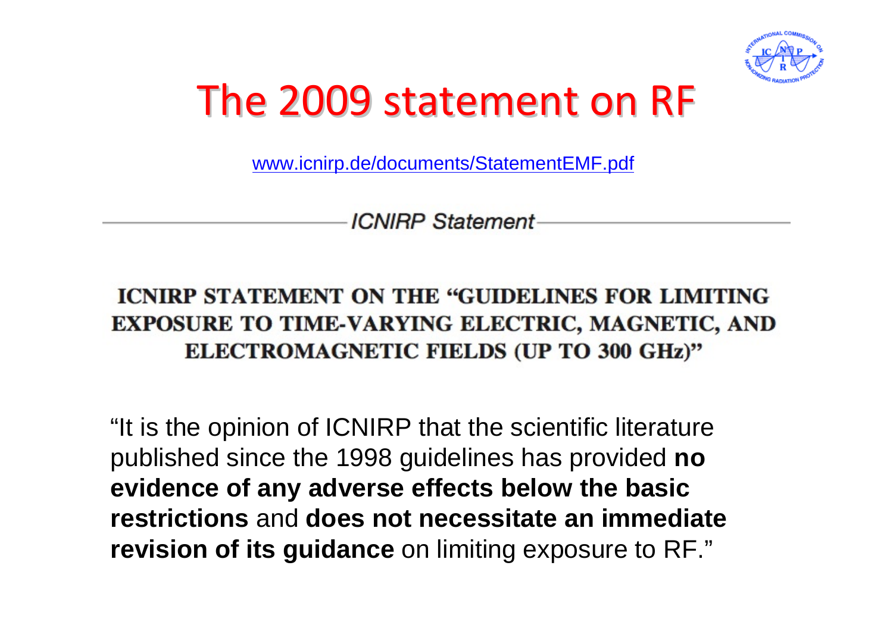# The 2009 statement on RF

www.icnirp.de/documents/StatementEMF.pdf

*ICNIRP Statement*

**ICNIRP STATEMENT ON THE "GUIDELINES FOR LIMITING EXPOSURE TO TIME-VARYING ELECTRIC, MAGNETIC, AND ELECTROMAGNETIC FIELDS (UP TO 300 GHz)"**

"It is the opinion of ICNIRP that the scientific literature published since the 1998 guidelines has provided **no evidence of any adverse effects below the basic restrictions** and **does not necessitate an immediate revision of its guidance** on limiting exposure to RF."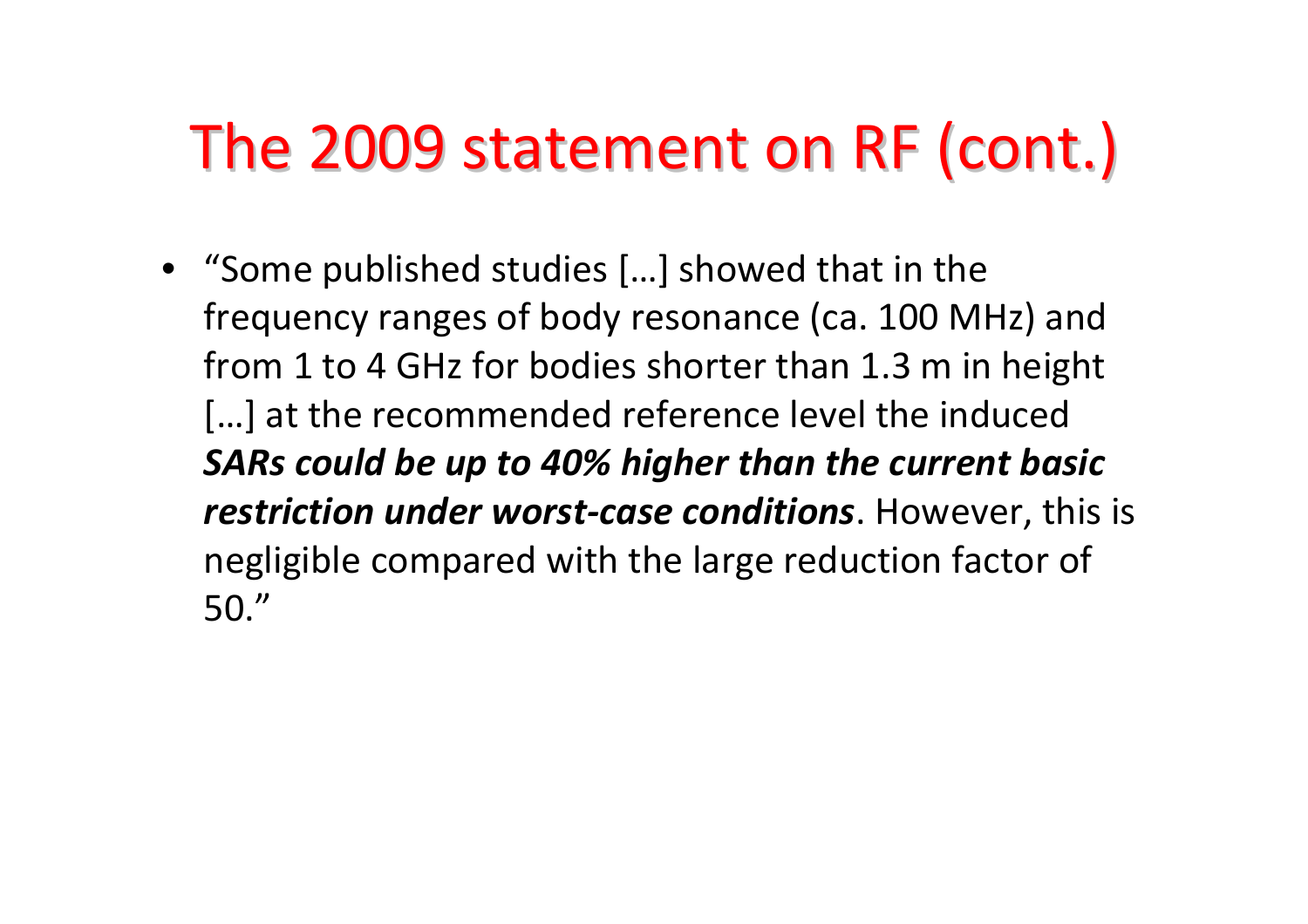# The 2009 statement on RF (cont.)

- "Some published studies […] showed that in the frequency ranges of body resonance (ca. 100 MHz) and from 1 to 4 GHz for bodies shorter than 1.3 m in height […] at the recommended reference level the induced ***SARs could be up to 40% higher than the current basic restriction under worst-case conditions***. However, this is negligible compared with the large reduction factor of 50."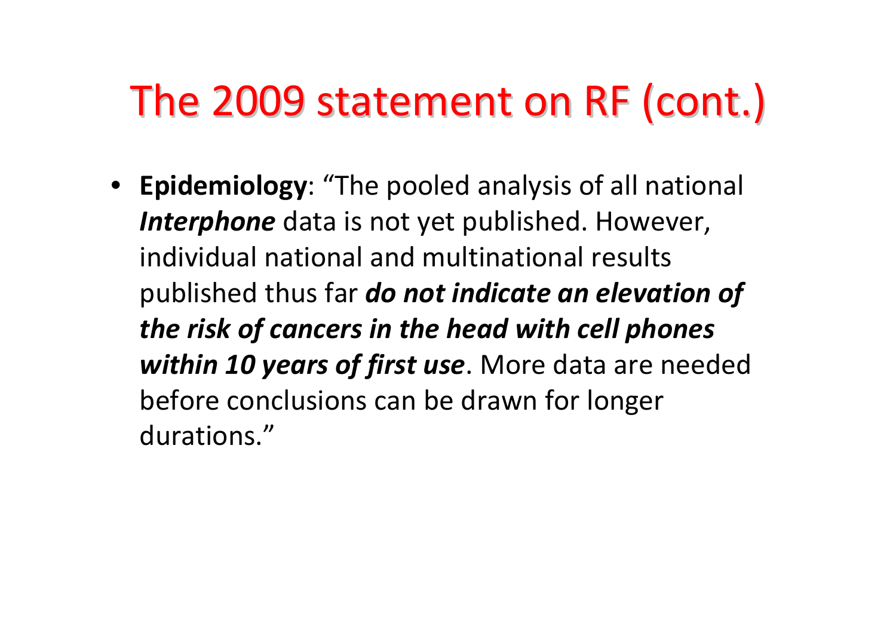# The 2009 statement on RF (cont.)

- **Epidemiology**: "The pooled analysis of all national ***Interphone*** data is not yet published. However, individual national and multinational results published thus far ***do not indicate an elevation of the risk of cancers in the head with cell phones within 10 years of first use***. More data are needed before conclusions can be drawn for longer durations."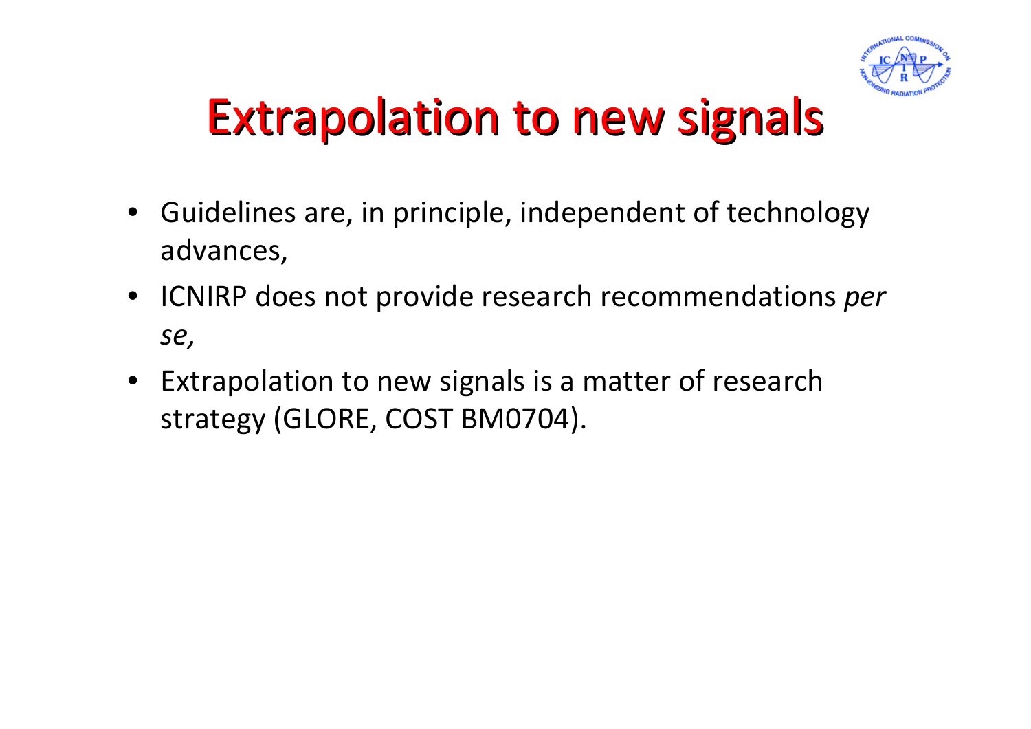# Extrapolation to new signals

- Guidelines are, in principle, independent of technology advances,
- ICNIRP does not provide research recommendations *per se,*
- Extrapolation to new signals is a matter of research strategy (GLORE, COST BM0704).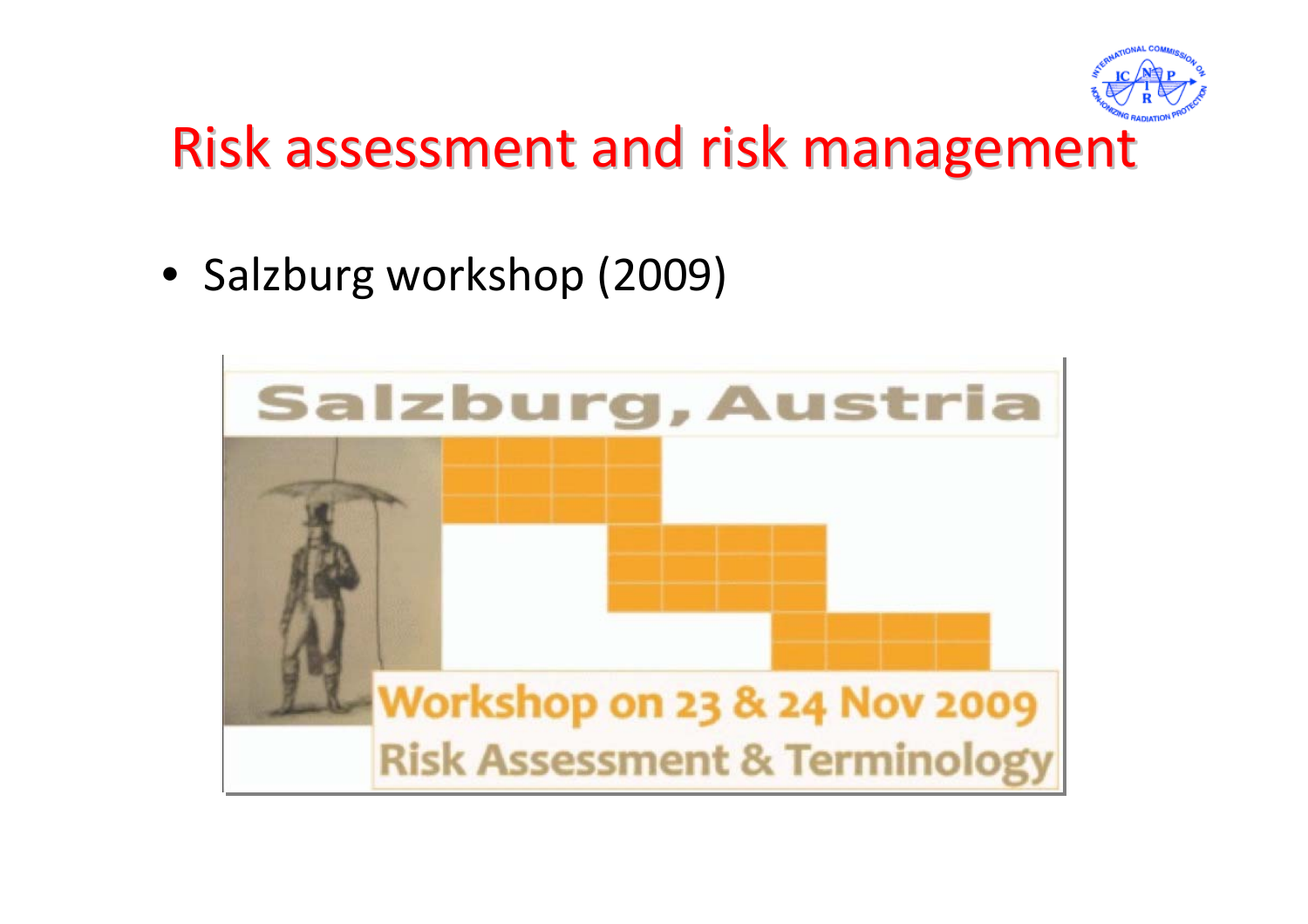# Risk assessment and risk management

- Salzburg workshop (2009)

Salzburg, Austria

Workshop on 23 & 24 Nov 2009

Risk Assessment & Terminology